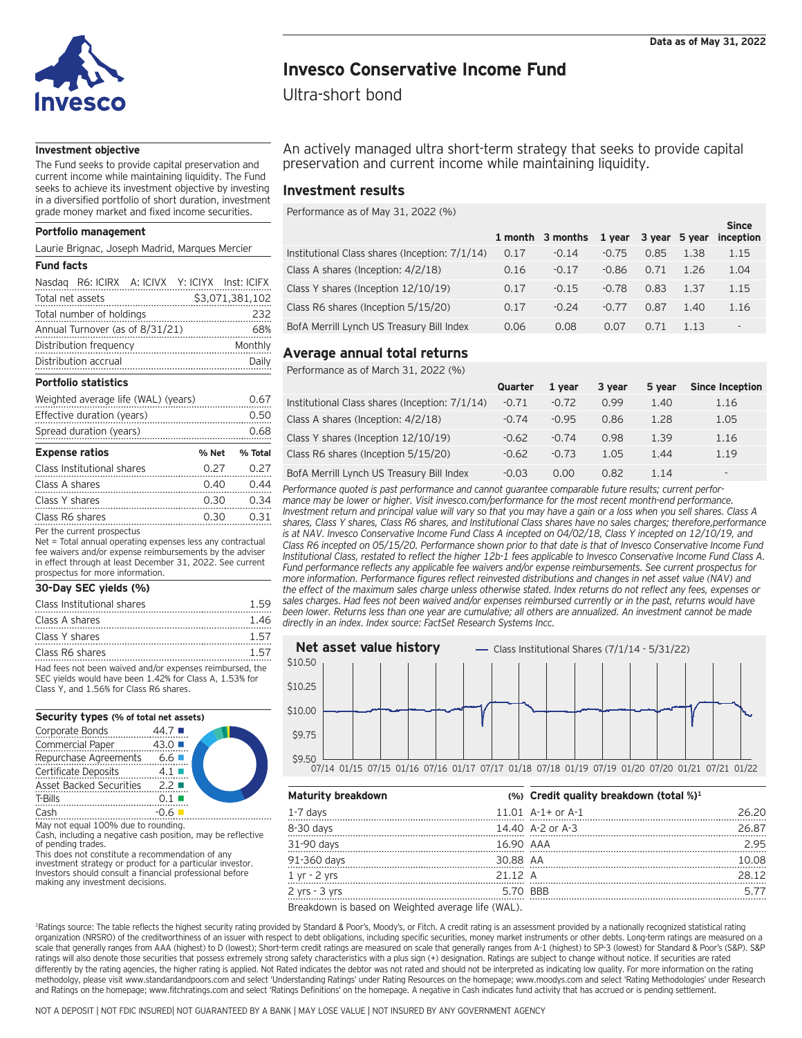Data as of May 31, 2022

# Invesco Conservative Income Fund

Ultra-short bond

An actively managed ultra short-term strategy that seeks to provide capital preservation and current income while maintaining liquidity.

### Investment objective

The Fund seeks to provide capital preservation and current income while maintaining liquidity. The Fund seeks to achieve its investment objective by investing in a diversified portfolio of short duration, investment grade money market and fixed income securities.

### Portfolio management

Laurie Brignac, Joseph Madrid, Marques Mercier

### Fund facts

| Fund facts | |
|---|---|
| Nasdaq | R6: ICIRX A: ICIVX Y: ICIYX Inst: ICIFX |
| Total net assets | $3,071,381,102 |
| Total number of holdings | 232 |
| Annual Turnover (as of 8/31/21) | 68% |
| Distribution frequency | Monthly |
| Distribution accrual | Daily |

### Portfolio statistics

| Portfolio statistics | |
|---|---|
| Weighted average life (WAL) (years) | 0.67 |
| Effective duration (years) | 0.50 |
| Spread duration (years) | 0.68 |

### Expense ratios

| Expense ratios | % Net | % Total |
|---|---|---|
| Class Institutional shares | 0.27 | 0.27 |
| Class A shares | 0.40 | 0.44 |
| Class Y shares | 0.30 | 0.34 |
| Class R6 shares | 0.30 | 0.31 |

Per the current prospectus

Net = Total annual operating expenses less any contractual fee waivers and/or expense reimbursements by the adviser in effect through at least December 31, 2022. See current prospectus for more information.

### 30-Day SEC yields (%)

| 30-Day SEC yields (%) | |
|---|---|
| Class Institutional shares | 1.59 |
| Class A shares | 1.46 |
| Class Y shares | 1.57 |
| Class R6 shares | 1.57 |

Had fees not been waived and/or expenses reimbursed, the SEC yields would have been 1.42% for Class A, 1.53% for Class Y, and 1.56% for Class R6 shares.

### Security types (% of total net assets)

| Security type | % |
|---|---|
| Corporate Bonds | 44.7 |
| Commercial Paper | 43.0 |
| Repurchase Agreements | 6.6 |
| Certificate Deposits | 4.1 |
| Asset Backed Securities | 2.2 |
| T-Bills | 0.1 |
| Cash | -0.6 |

May not equal 100% due to rounding.

Cash, including a negative cash position, may be reflective of pending trades.

This does not constitute a recommendation of any investment strategy or product for a particular investor. Investors should consult a financial professional before making any investment decisions.

## Investment results

Performance as of May 31, 2022 (%)

| | 1 month | 3 months | 1 year | 3 year | 5 year | Since inception |
|---|---|---|---|---|---|---|
| Institutional Class shares (Inception: 7/1/14) | 0.17 | -0.14 | -0.75 | 0.85 | 1.38 | 1.15 |
| Class A shares (Inception: 4/2/18) | 0.16 | -0.17 | -0.86 | 0.71 | 1.26 | 1.04 |
| Class Y shares (Inception 12/10/19) | 0.17 | -0.15 | -0.78 | 0.83 | 1.37 | 1.15 |
| Class R6 shares (Inception 5/15/20) | 0.17 | -0.24 | -0.77 | 0.87 | 1.40 | 1.16 |
| BofA Merrill Lynch US Treasury Bill Index | 0.06 | 0.08 | 0.07 | 0.71 | 1.13 | - |

## Average annual total returns

Performance as of March 31, 2022 (%)

| | Quarter | 1 year | 3 year | 5 year | Since Inception |
|---|---|---|---|---|---|
| Institutional Class shares (Inception: 7/1/14) | -0.71 | -0.72 | 0.99 | 1.40 | 1.16 |
| Class A shares (Inception: 4/2/18) | -0.74 | -0.95 | 0.86 | 1.28 | 1.05 |
| Class Y shares (Inception 12/10/19) | -0.62 | -0.74 | 0.98 | 1.39 | 1.16 |
| Class R6 shares (Inception 5/15/20) | -0.62 | -0.73 | 1.05 | 1.44 | 1.19 |
| BofA Merrill Lynch US Treasury Bill Index | -0.03 | 0.00 | 0.82 | 1.14 | - |

*Performance quoted is past performance and cannot guarantee comparable future results; current performance may be lower or higher. Visit invesco.com/performance for the most recent month-end performance. Investment return and principal value will vary so that you may have a gain or a loss when you sell shares. Class A shares, Class Y shares, Class R6 shares, and Institutional Class shares have no sales charges; therefore,performance is at NAV. Invesco Conservative Income Fund Class A incepted on 04/02/18, Class Y incepted on 12/10/19, and Class R6 incepted on 05/15/20. Performance shown prior to that date is that of Invesco Conservative Income Fund Institutional Class, restated to reflect the higher 12b-1 fees applicable to Invesco Conservative Income Fund Class A. Fund performance reflects any applicable fee waivers and/or expense reimbursements. See current prospectus for more information. Performance figures reflect reinvested distributions and changes in net asset value (NAV) and the effect of the maximum sales charge unless otherwise stated. Index returns do not reflect any fees, expenses or sales charges. Had fees not been waived and/or expenses reimbursed currently or in the past, returns would have been lower. Returns less than one year are cumulative; all others are annualized. An investment cannot be made directly in an index. Index source: FactSet Research Systems Incc.*

## Net asset value history

— Class Institutional Shares (7/1/14 - 5/31/22)

$10.50, $10.25, $10.00, $9.75, $9.50

07/14 01/15 07/15 01/16 07/16 01/17 07/17 01/18 07/18 01/19 07/19 01/20 07/20 01/21 07/21 01/22

| Maturity breakdown | (%) |
|---|---|
| 1-7 days | 11.01 |
| 8-30 days | 14.40 |
| 31-90 days | 16.90 |
| 91-360 days | 30.88 |
| 1 yr - 2 yrs | 21.12 |
| 2 yrs - 3 yrs | 5.70 |

Breakdown is based on Weighted average life (WAL).

| Credit quality breakdown (total %)[1] | |
|---|---|
| A-1+ or A-1 | 26.20 |
| A-2 or A-3 | 26.87 |
| AAA | 2.95 |
| AA | 10.08 |
| A | 28.12 |
| BBB | 5.77 |

[1]Ratings source: The table reflects the highest security rating provided by Standard & Poor's, Moody's, or Fitch. A credit rating is an assessment provided by a nationally recognized statistical rating organization (NRSRO) of the creditworthiness of an issuer with respect to debt obligations, including specific securities, money market instruments or other debts. Long-term ratings are measured on a scale that generally ranges from AAA (highest) to D (lowest); Short-term credit ratings are measured on scale that generally ranges from A-1 (highest) to SP-3 (lowest) for Standard & Poor's (S&P). S&P ratings will also denote those securities that possess extremely strong safety characteristics with a plus sign (+) designation. Ratings are subject to change without notice. If securities are rated differently by the rating agencies, the higher rating is applied. Not Rated indicates the debtor was not rated and should not be interpreted as indicating low quality. For more information on the rating methodolgy, please visit www.standardandpoors.com and select 'Understanding Ratings' under Rating Resources on the homepage; www.moodys.com and select 'Rating Methodologies' under Research and Ratings on the homepage; www.fitchratings.com and select 'Ratings Definitions' on the homepage. A negative in Cash indicates fund activity that has accrued or is pending settlement.

NOT A DEPOSIT | NOT FDIC INSURED| NOT GUARANTEED BY A BANK | MAY LOSE VALUE | NOT INSURED BY ANY GOVERNMENT AGENCY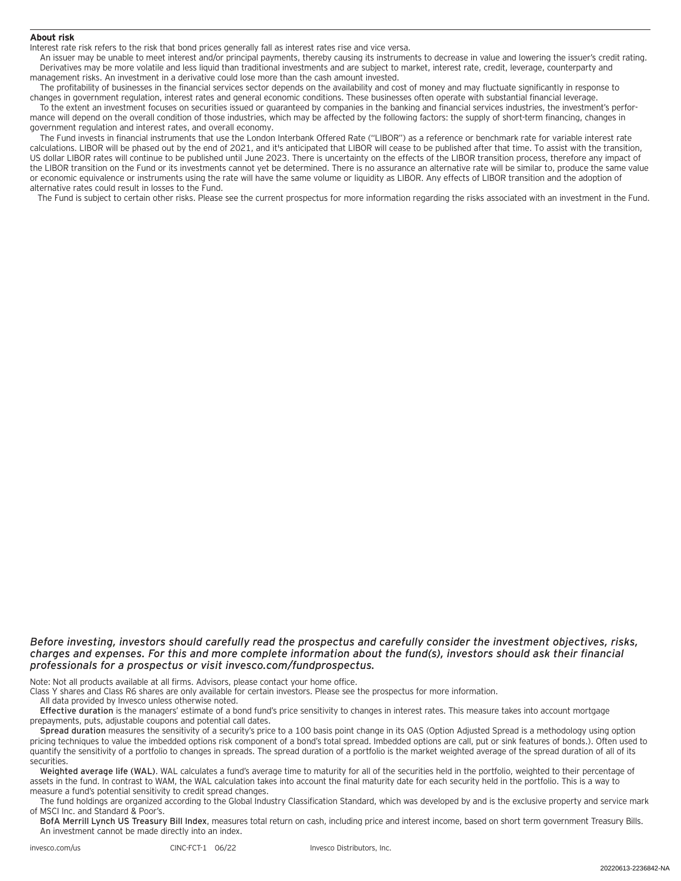**About risk**

Interest rate risk refers to the risk that bond prices generally fall as interest rates rise and vice versa.

An issuer may be unable to meet interest and/or principal payments, thereby causing its instruments to decrease in value and lowering the issuer's credit rating.

Derivatives may be more volatile and less liquid than traditional investments and are subject to market, interest rate, credit, leverage, counterparty and management risks. An investment in a derivative could lose more than the cash amount invested.

The profitability of businesses in the financial services sector depends on the availability and cost of money and may fluctuate significantly in response to changes in government regulation, interest rates and general economic conditions. These businesses often operate with substantial financial leverage.

To the extent an investment focuses on securities issued or guaranteed by companies in the banking and financial services industries, the investment's performance will depend on the overall condition of those industries, which may be affected by the following factors: the supply of short-term financing, changes in government regulation and interest rates, and overall economy.

The Fund invests in financial instruments that use the London Interbank Offered Rate ("LIBOR") as a reference or benchmark rate for variable interest rate calculations. LIBOR will be phased out by the end of 2021, and it's anticipated that LIBOR will cease to be published after that time. To assist with the transition, US dollar LIBOR rates will continue to be published until June 2023. There is uncertainty on the effects of the LIBOR transition process, therefore any impact of the LIBOR transition on the Fund or its investments cannot yet be determined. There is no assurance an alternative rate will be similar to, produce the same value or economic equivalence or instruments using the rate will have the same volume or liquidity as LIBOR. Any effects of LIBOR transition and the adoption of alternative rates could result in losses to the Fund.

The Fund is subject to certain other risks. Please see the current prospectus for more information regarding the risks associated with an investment in the Fund.

*Before investing, investors should carefully read the prospectus and carefully consider the investment objectives, risks, charges and expenses. For this and more complete information about the fund(s), investors should ask their financial professionals for a prospectus or visit invesco.com/fundprospectus.*

Note: Not all products available at all firms. Advisors, please contact your home office.

Class Y shares and Class R6 shares are only available for certain investors. Please see the prospectus for more information.

All data provided by Invesco unless otherwise noted.

**Effective duration** is the managers' estimate of a bond fund's price sensitivity to changes in interest rates. This measure takes into account mortgage prepayments, puts, adjustable coupons and potential call dates.

**Spread duration** measures the sensitivity of a security's price to a 100 basis point change in its OAS (Option Adjusted Spread is a methodology using option pricing techniques to value the imbedded options risk component of a bond's total spread. Imbedded options are call, put or sink features of bonds.). Often used to quantify the sensitivity of a portfolio to changes in spreads. The spread duration of a portfolio is the market weighted average of the spread duration of all of its securities.

**Weighted average life (WAL)**. WAL calculates a fund's average time to maturity for all of the securities held in the portfolio, weighted to their percentage of assets in the fund. In contrast to WAM, the WAL calculation takes into account the final maturity date for each security held in the portfolio. This is a way to measure a fund's potential sensitivity to credit spread changes.

The fund holdings are organized according to the Global Industry Classification Standard, which was developed by and is the exclusive property and service mark of MSCI Inc. and Standard & Poor's.

**BofA Merrill Lynch US Treasury Bill Index**, measures total return on cash, including price and interest income, based on short term government Treasury Bills.

An investment cannot be made directly into an index.

invesco.com/us CINC-FCT-1 06/22 Invesco Distributors, Inc.

20220613-2236842-NA